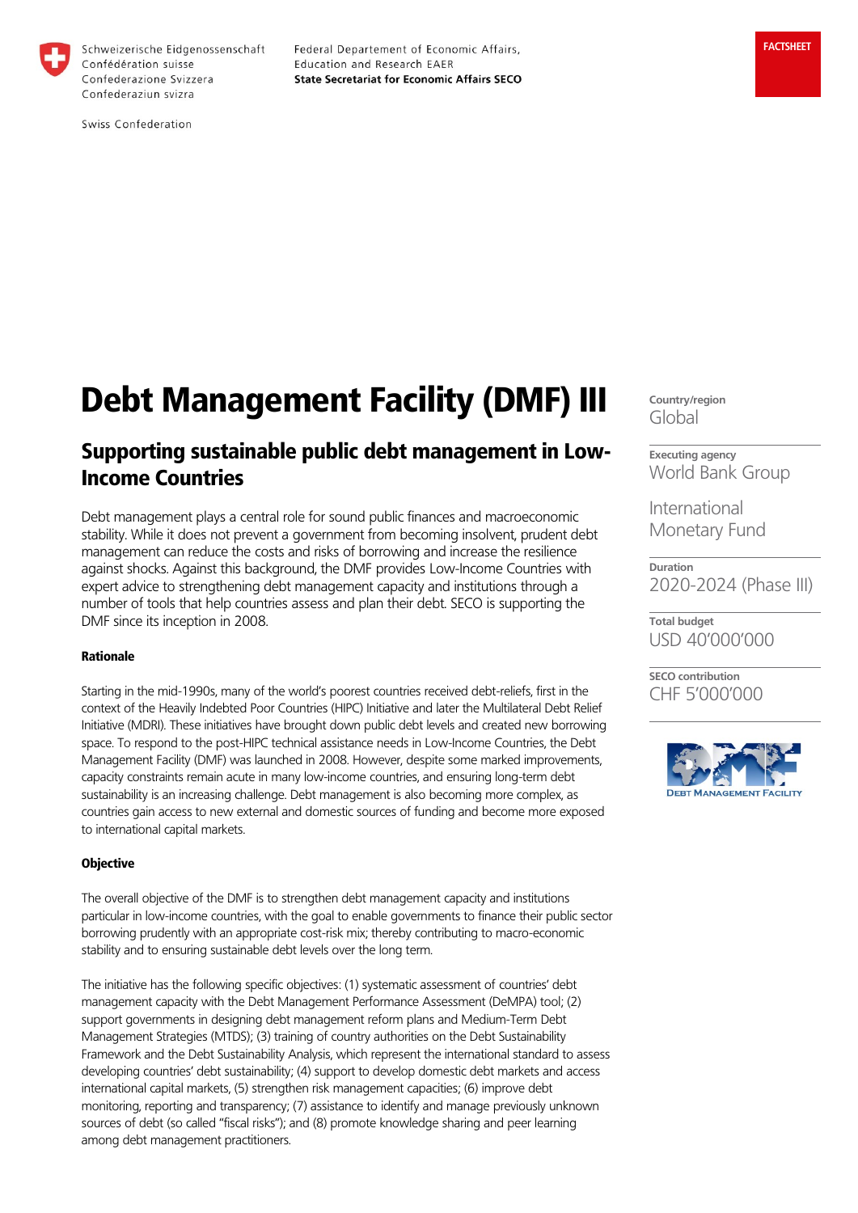Schweizerische Eidgenossenschaft
Confédération suisse
Confederazione Svizzera
Confederaziun svizra

Swiss Confederation

Federal Departement of Economic Affairs, Education and Research EAER
**State Secretariat for Economic Affairs SECO**

**FACTSHEET**

# Debt Management Facility (DMF) III

## Supporting sustainable public debt management in Low-Income Countries

Debt management plays a central role for sound public finances and macroeconomic stability. While it does not prevent a government from becoming insolvent, prudent debt management can reduce the costs and risks of borrowing and increase the resilience against shocks. Against this background, the DMF provides Low-Income Countries with expert advice to strengthening debt management capacity and institutions through a number of tools that help countries assess and plan their debt. SECO is supporting the DMF since its inception in 2008.

**Country/region**
Global

**Executing agency**
World Bank Group

International Monetary Fund

**Duration**
2020-2024 (Phase III)

**Total budget**
USD 40'000'000

**SECO contribution**
CHF 5'000'000

Debt Management Facility

**Rationale**

Starting in the mid-1990s, many of the world's poorest countries received debt-reliefs, first in the context of the Heavily Indebted Poor Countries (HIPC) Initiative and later the Multilateral Debt Relief Initiative (MDRI). These initiatives have brought down public debt levels and created new borrowing space. To respond to the post-HIPC technical assistance needs in Low-Income Countries, the Debt Management Facility (DMF) was launched in 2008. However, despite some marked improvements, capacity constraints remain acute in many low-income countries, and ensuring long-term debt sustainability is an increasing challenge. Debt management is also becoming more complex, as countries gain access to new external and domestic sources of funding and become more exposed to international capital markets.

**Objective**

The overall objective of the DMF is to strengthen debt management capacity and institutions particular in low-income countries, with the goal to enable governments to finance their public sector borrowing prudently with an appropriate cost-risk mix; thereby contributing to macro-economic stability and to ensuring sustainable debt levels over the long term.

The initiative has the following specific objectives: (1) systematic assessment of countries' debt management capacity with the Debt Management Performance Assessment (DeMPA) tool; (2) support governments in designing debt management reform plans and Medium-Term Debt Management Strategies (MTDS); (3) training of country authorities on the Debt Sustainability Framework and the Debt Sustainability Analysis, which represent the international standard to assess developing countries' debt sustainability; (4) support to develop domestic debt markets and access international capital markets, (5) strengthen risk management capacities; (6) improve debt monitoring, reporting and transparency; (7) assistance to identify and manage previously unknown sources of debt (so called "fiscal risks"); and (8) promote knowledge sharing and peer learning among debt management practitioners.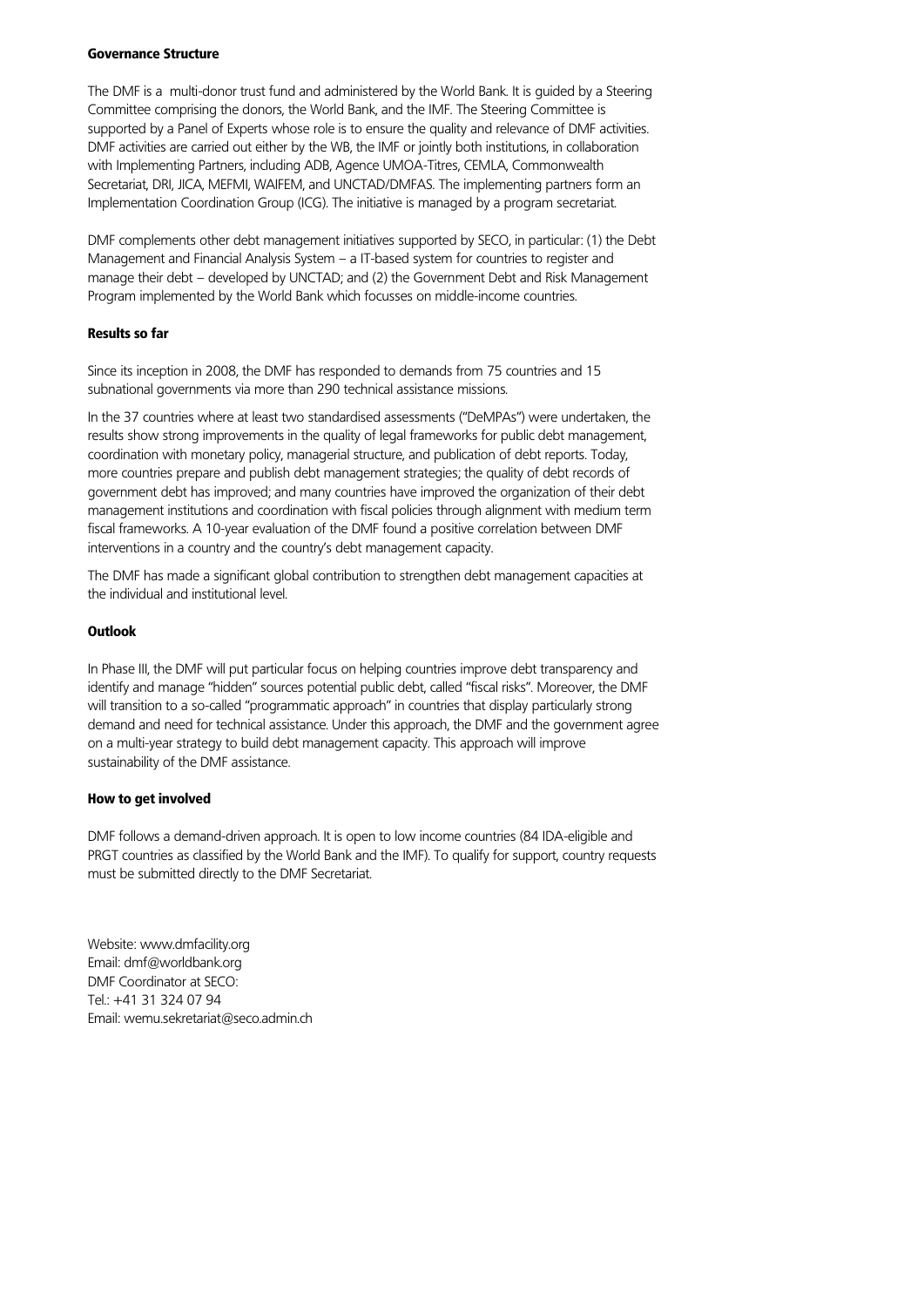## Governance Structure

The DMF is a  multi-donor trust fund and administered by the World Bank. It is guided by a Steering Committee comprising the donors, the World Bank, and the IMF. The Steering Committee is supported by a Panel of Experts whose role is to ensure the quality and relevance of DMF activities. DMF activities are carried out either by the WB, the IMF or jointly both institutions, in collaboration with Implementing Partners, including ADB, Agence UMOA-Titres, CEMLA, Commonwealth Secretariat, DRI, JICA, MEFMI, WAIFEM, and UNCTAD/DMFAS. The implementing partners form an Implementation Coordination Group (ICG). The initiative is managed by a program secretariat.

DMF complements other debt management initiatives supported by SECO, in particular: (1) the Debt Management and Financial Analysis System – a IT-based system for countries to register and manage their debt – developed by UNCTAD; and (2) the Government Debt and Risk Management Program implemented by the World Bank which focusses on middle-income countries.

## Results so far

Since its inception in 2008, the DMF has responded to demands from 75 countries and 15 subnational governments via more than 290 technical assistance missions.

In the 37 countries where at least two standardised assessments ("DeMPAs") were undertaken, the results show strong improvements in the quality of legal frameworks for public debt management, coordination with monetary policy, managerial structure, and publication of debt reports. Today, more countries prepare and publish debt management strategies; the quality of debt records of government debt has improved; and many countries have improved the organization of their debt management institutions and coordination with fiscal policies through alignment with medium term fiscal frameworks. A 10-year evaluation of the DMF found a positive correlation between DMF interventions in a country and the country's debt management capacity.

The DMF has made a significant global contribution to strengthen debt management capacities at the individual and institutional level.

## Outlook

In Phase III, the DMF will put particular focus on helping countries improve debt transparency and identify and manage "hidden" sources potential public debt, called "fiscal risks". Moreover, the DMF will transition to a so-called "programmatic approach" in countries that display particularly strong demand and need for technical assistance. Under this approach, the DMF and the government agree on a multi-year strategy to build debt management capacity. This approach will improve sustainability of the DMF assistance.

## How to get involved

DMF follows a demand-driven approach. It is open to low income countries (84 IDA-eligible and PRGT countries as classified by the World Bank and the IMF). To qualify for support, country requests must be submitted directly to the DMF Secretariat.

Website: www.dmfacility.org
Email: dmf@worldbank.org
DMF Coordinator at SECO:
Tel.: +41 31 324 07 94
Email: wemu.sekretariat@seco.admin.ch